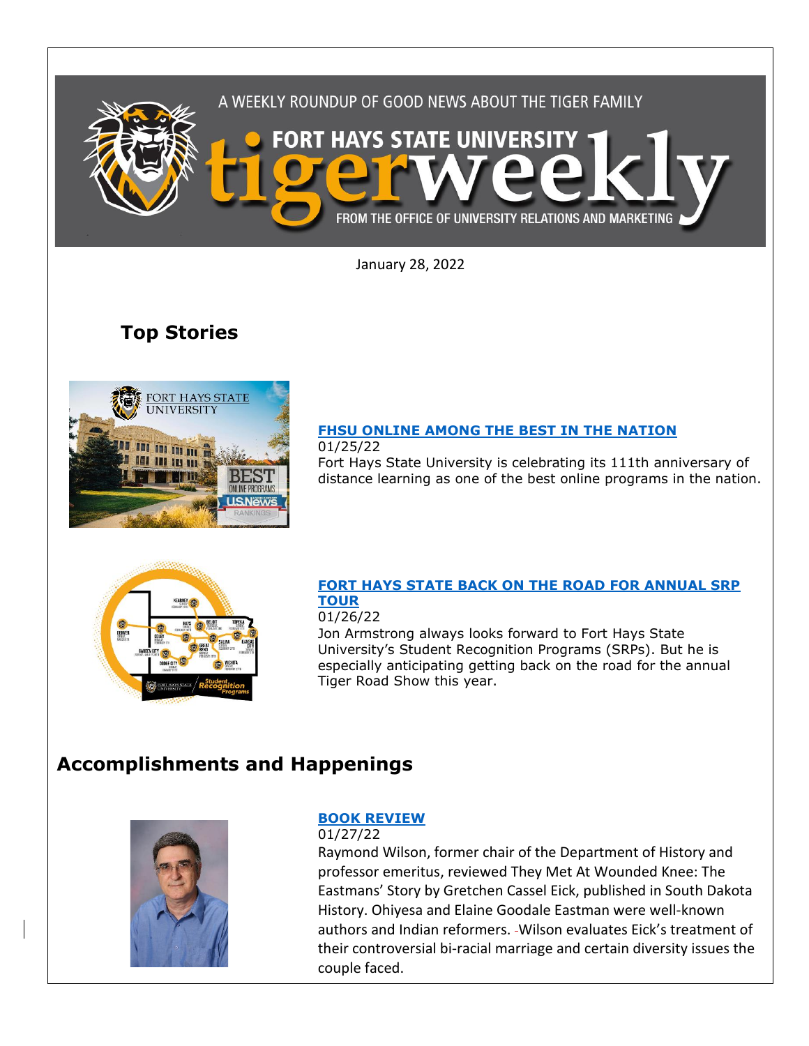A WEEKLY ROUNDUP OF GOOD NEWS ABOUT THE TIGER FAMILY

FORT HAYS STATE UNIVERSITY tigerweekly

FROM THE OFFICE OF UNIVERSITY RELATIONS AND MARKETING

January 28, 2022

## Top Stories

### FHSU ONLINE AMONG THE BEST IN THE NATION

01/25/22

Fort Hays State University is celebrating its 111th anniversary of distance learning as one of the best online programs in the nation.

### FORT HAYS STATE BACK ON THE ROAD FOR ANNUAL SRP TOUR

01/26/22

Jon Armstrong always looks forward to Fort Hays State University's Student Recognition Programs (SRPs). But he is especially anticipating getting back on the road for the annual Tiger Road Show this year.

## Accomplishments and Happenings

### BOOK REVIEW

01/27/22

Raymond Wilson, former chair of the Department of History and professor emeritus, reviewed They Met At Wounded Knee: The Eastmans' Story by Gretchen Cassel Eick, published in South Dakota History. Ohiyesa and Elaine Goodale Eastman were well-known authors and Indian reformers. Wilson evaluates Eick's treatment of their controversial bi-racial marriage and certain diversity issues the couple faced.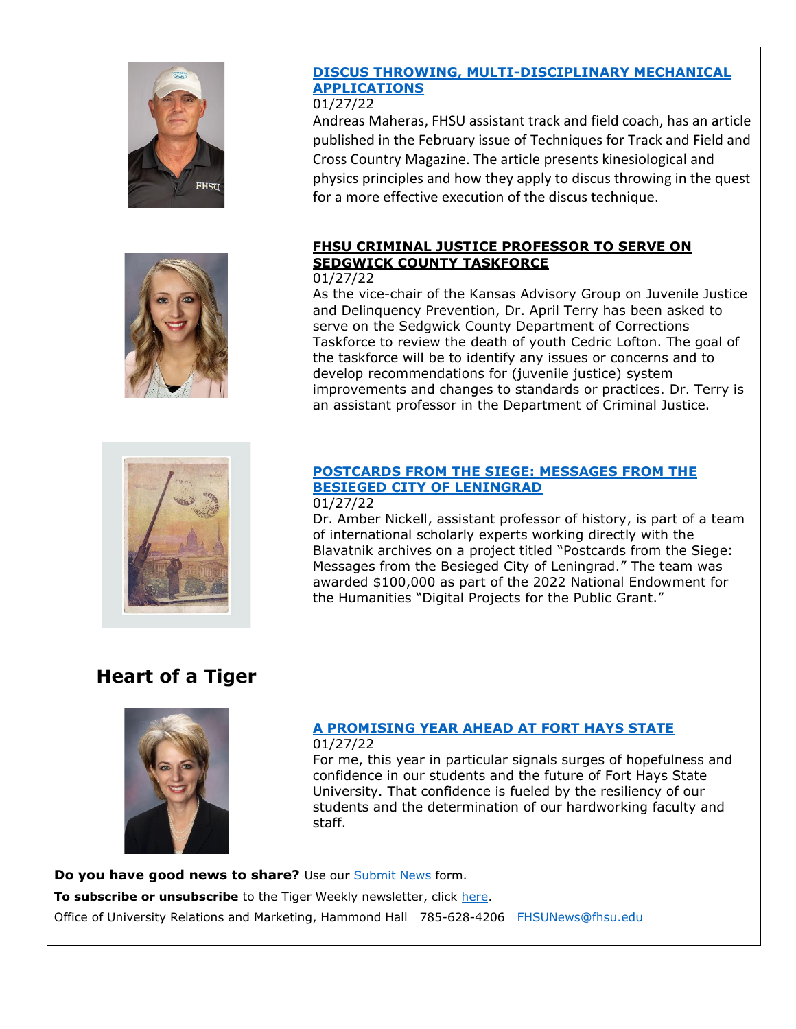### [DISCUS THROWING, MULTI-DISCIPLINARY MECHANICAL APPLICATIONS]

01/27/22

Andreas Maheras, FHSU assistant track and field coach, has an article published in the February issue of Techniques for Track and Field and Cross Country Magazine. The article presents kinesiological and physics principles and how they apply to discus throwing in the quest for a more effective execution of the discus technique.

### FHSU CRIMINAL JUSTICE PROFESSOR TO SERVE ON SEDGWICK COUNTY TASKFORCE

01/27/22

As the vice-chair of the Kansas Advisory Group on Juvenile Justice and Delinquency Prevention, Dr. April Terry has been asked to serve on the Sedgwick County Department of Corrections Taskforce to review the death of youth Cedric Lofton. The goal of the taskforce will be to identify any issues or concerns and to develop recommendations for (juvenile justice) system improvements and changes to standards or practices. Dr. Terry is an assistant professor in the Department of Criminal Justice.

### [POSTCARDS FROM THE SIEGE: MESSAGES FROM THE BESIEGED CITY OF LENINGRAD]

01/27/22

Dr. Amber Nickell, assistant professor of history, is part of a team of international scholarly experts working directly with the Blavatnik archives on a project titled "Postcards from the Siege: Messages from the Besieged City of Leningrad." The team was awarded $100,000 as part of the 2022 National Endowment for the Humanities "Digital Projects for the Public Grant."

## Heart of a Tiger

### [A PROMISING YEAR AHEAD AT FORT HAYS STATE]

01/27/22

For me, this year in particular signals surges of hopefulness and confidence in our students and the future of Fort Hays State University. That confidence is fueled by the resiliency of our students and the determination of our hardworking faculty and staff.

**Do you have good news to share?** Use our [Submit News] form.

**To subscribe or unsubscribe** to the Tiger Weekly newsletter, click [here].

Office of University Relations and Marketing, Hammond Hall 785-628-4206 [FHSUNews@fhsu.edu]